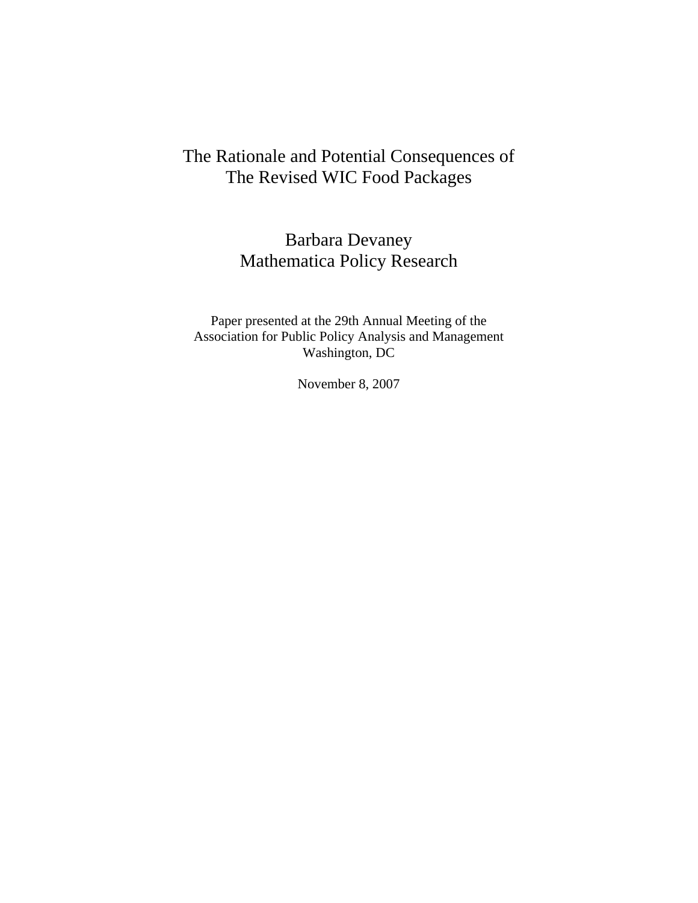# The Rationale and Potential Consequences of The Revised WIC Food Packages

Barbara Devaney
Mathematica Policy Research

Paper presented at the 29th Annual Meeting of the
Association for Public Policy Analysis and Management
Washington, DC

November 8, 2007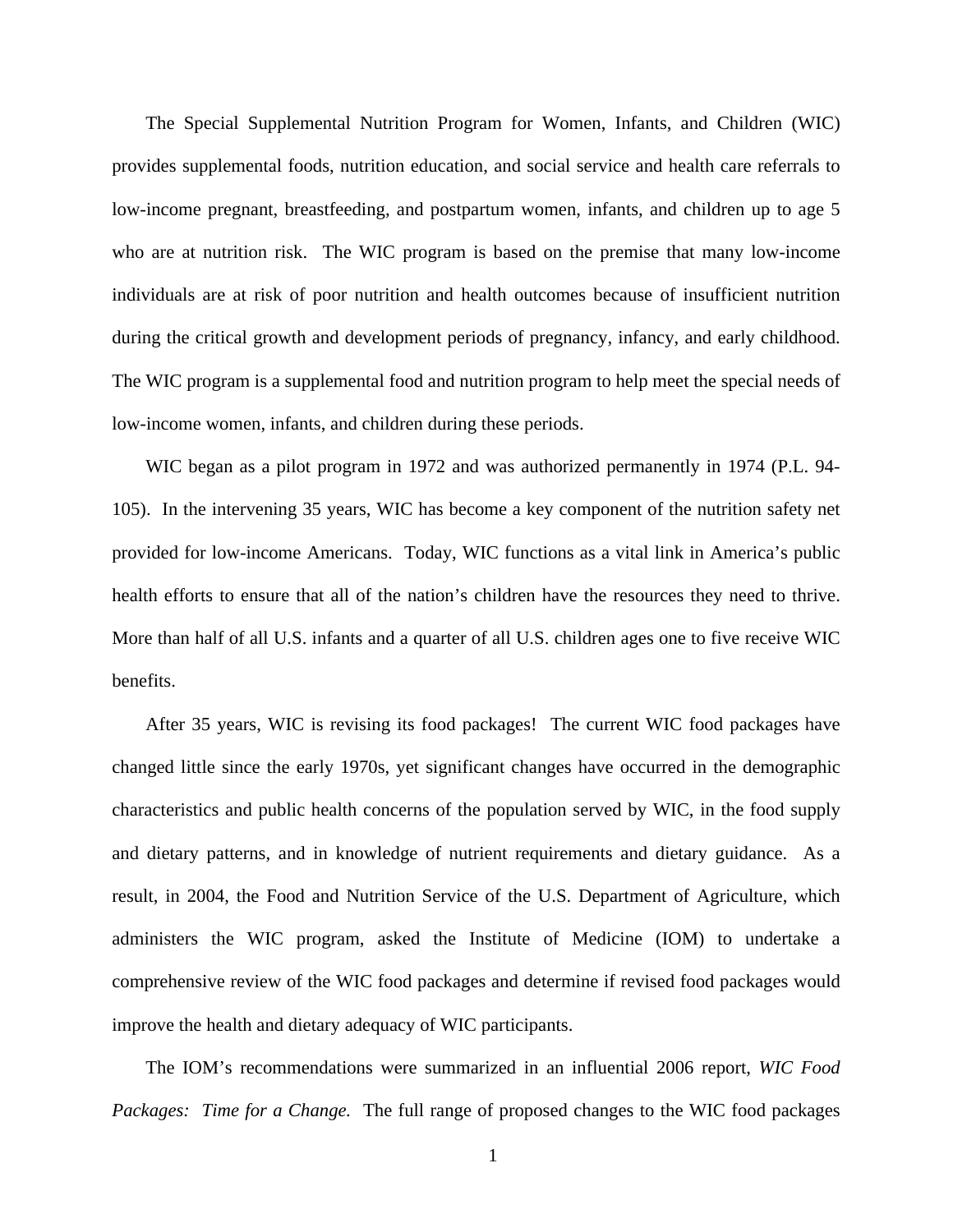The Special Supplemental Nutrition Program for Women, Infants, and Children (WIC) provides supplemental foods, nutrition education, and social service and health care referrals to low-income pregnant, breastfeeding, and postpartum women, infants, and children up to age 5 who are at nutrition risk. The WIC program is based on the premise that many low-income individuals are at risk of poor nutrition and health outcomes because of insufficient nutrition during the critical growth and development periods of pregnancy, infancy, and early childhood. The WIC program is a supplemental food and nutrition program to help meet the special needs of low-income women, infants, and children during these periods.

WIC began as a pilot program in 1972 and was authorized permanently in 1974 (P.L. 94-105). In the intervening 35 years, WIC has become a key component of the nutrition safety net provided for low-income Americans. Today, WIC functions as a vital link in America's public health efforts to ensure that all of the nation's children have the resources they need to thrive. More than half of all U.S. infants and a quarter of all U.S. children ages one to five receive WIC benefits.

After 35 years, WIC is revising its food packages! The current WIC food packages have changed little since the early 1970s, yet significant changes have occurred in the demographic characteristics and public health concerns of the population served by WIC, in the food supply and dietary patterns, and in knowledge of nutrient requirements and dietary guidance. As a result, in 2004, the Food and Nutrition Service of the U.S. Department of Agriculture, which administers the WIC program, asked the Institute of Medicine (IOM) to undertake a comprehensive review of the WIC food packages and determine if revised food packages would improve the health and dietary adequacy of WIC participants.

The IOM's recommendations were summarized in an influential 2006 report, *WIC Food Packages: Time for a Change.* The full range of proposed changes to the WIC food packages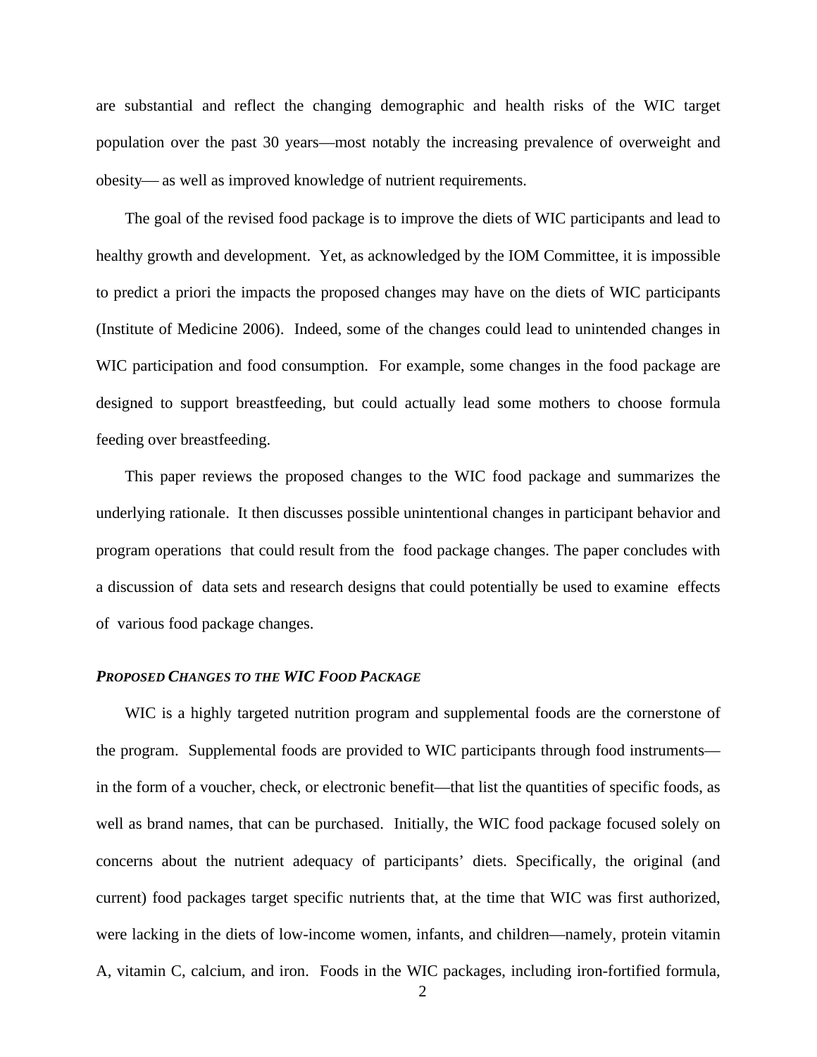are substantial and reflect the changing demographic and health risks of the WIC target population over the past 30 years—most notably the increasing prevalence of overweight and obesity— as well as improved knowledge of nutrient requirements.

The goal of the revised food package is to improve the diets of WIC participants and lead to healthy growth and development. Yet, as acknowledged by the IOM Committee, it is impossible to predict a priori the impacts the proposed changes may have on the diets of WIC participants (Institute of Medicine 2006). Indeed, some of the changes could lead to unintended changes in WIC participation and food consumption. For example, some changes in the food package are designed to support breastfeeding, but could actually lead some mothers to choose formula feeding over breastfeeding.

This paper reviews the proposed changes to the WIC food package and summarizes the underlying rationale. It then discusses possible unintentional changes in participant behavior and program operations that could result from the food package changes. The paper concludes with a discussion of data sets and research designs that could potentially be used to examine effects of various food package changes.

### *PROPOSED CHANGES TO THE WIC FOOD PACKAGE*

WIC is a highly targeted nutrition program and supplemental foods are the cornerstone of the program. Supplemental foods are provided to WIC participants through food instruments—in the form of a voucher, check, or electronic benefit—that list the quantities of specific foods, as well as brand names, that can be purchased. Initially, the WIC food package focused solely on concerns about the nutrient adequacy of participants' diets. Specifically, the original (and current) food packages target specific nutrients that, at the time that WIC was first authorized, were lacking in the diets of low-income women, infants, and children—namely, protein vitamin A, vitamin C, calcium, and iron. Foods in the WIC packages, including iron-fortified formula,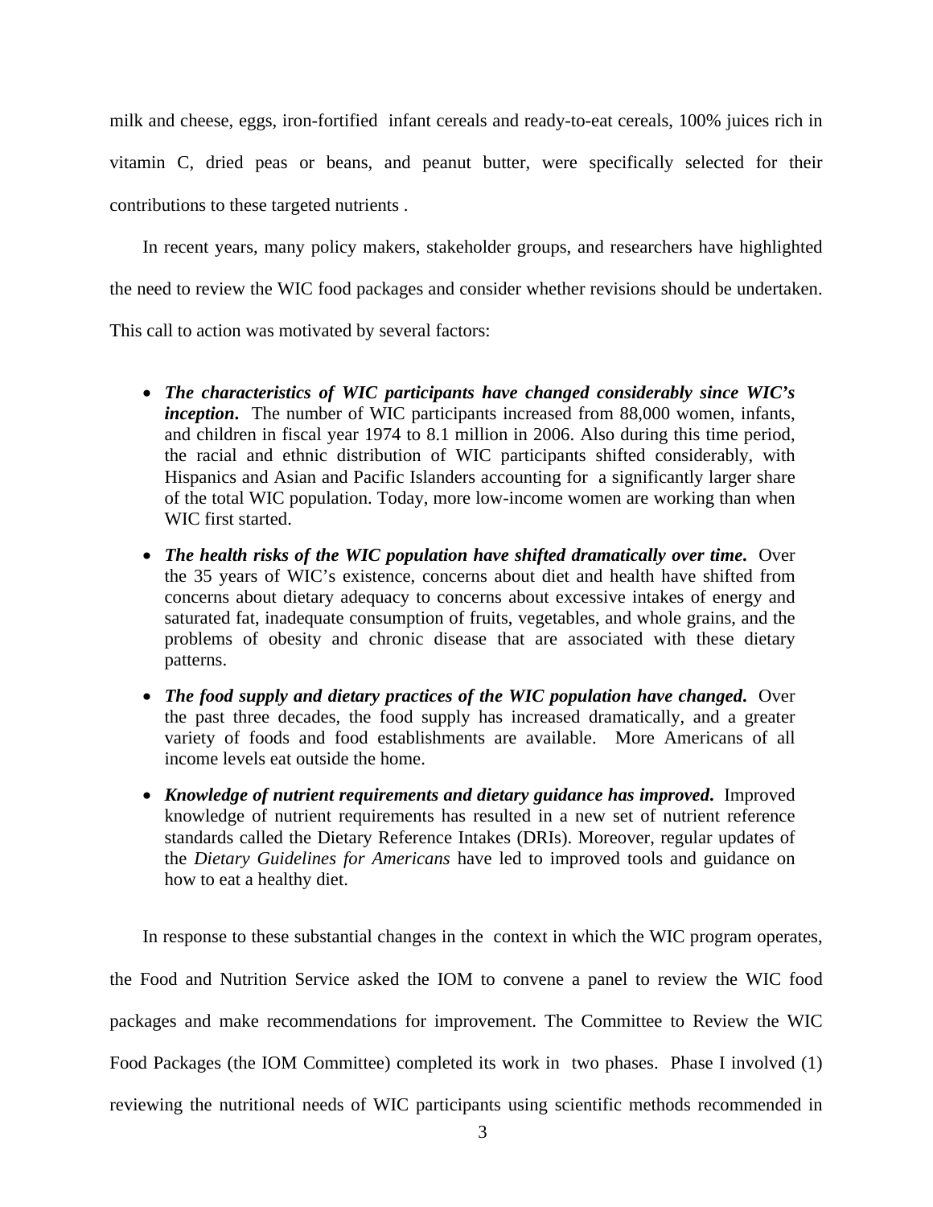milk and cheese, eggs, iron-fortified infant cereals and ready-to-eat cereals, 100% juices rich in vitamin C, dried peas or beans, and peanut butter, were specifically selected for their contributions to these targeted nutrients .

In recent years, many policy makers, stakeholder groups, and researchers have highlighted the need to review the WIC food packages and consider whether revisions should be undertaken. This call to action was motivated by several factors:

- ***The characteristics of WIC participants have changed considerably since WIC's inception***. The number of WIC participants increased from 88,000 women, infants, and children in fiscal year 1974 to 8.1 million in 2006. Also during this time period, the racial and ethnic distribution of WIC participants shifted considerably, with Hispanics and Asian and Pacific Islanders accounting for a significantly larger share of the total WIC population. Today, more low-income women are working than when WIC first started.
- ***The health risks of the WIC population have shifted dramatically over time***. Over the 35 years of WIC's existence, concerns about diet and health have shifted from concerns about dietary adequacy to concerns about excessive intakes of energy and saturated fat, inadequate consumption of fruits, vegetables, and whole grains, and the problems of obesity and chronic disease that are associated with these dietary patterns.
- ***The food supply and dietary practices of the WIC population have changed***. Over the past three decades, the food supply has increased dramatically, and a greater variety of foods and food establishments are available. More Americans of all income levels eat outside the home.
- ***Knowledge of nutrient requirements and dietary guidance has improved***. Improved knowledge of nutrient requirements has resulted in a new set of nutrient reference standards called the Dietary Reference Intakes (DRIs). Moreover, regular updates of the *Dietary Guidelines for Americans* have led to improved tools and guidance on how to eat a healthy diet.

In response to these substantial changes in the context in which the WIC program operates, the Food and Nutrition Service asked the IOM to convene a panel to review the WIC food packages and make recommendations for improvement. The Committee to Review the WIC Food Packages (the IOM Committee) completed its work in two phases. Phase I involved (1) reviewing the nutritional needs of WIC participants using scientific methods recommended in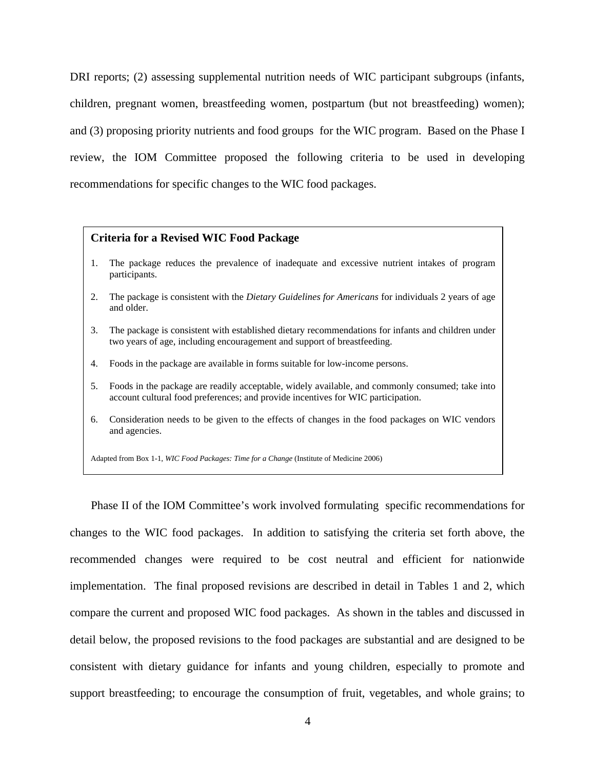DRI reports; (2) assessing supplemental nutrition needs of WIC participant subgroups (infants, children, pregnant women, breastfeeding women, postpartum (but not breastfeeding) women); and (3) proposing priority nutrients and food groups for the WIC program. Based on the Phase I review, the IOM Committee proposed the following criteria to be used in developing recommendations for specific changes to the WIC food packages.

**Criteria for a Revised WIC Food Package**

1. The package reduces the prevalence of inadequate and excessive nutrient intakes of program participants.
2. The package is consistent with the *Dietary Guidelines for Americans* for individuals 2 years of age and older.
3. The package is consistent with established dietary recommendations for infants and children under two years of age, including encouragement and support of breastfeeding.
4. Foods in the package are available in forms suitable for low-income persons.
5. Foods in the package are readily acceptable, widely available, and commonly consumed; take into account cultural food preferences; and provide incentives for WIC participation.
6. Consideration needs to be given to the effects of changes in the food packages on WIC vendors and agencies.

Adapted from Box 1-1, *WIC Food Packages: Time for a Change* (Institute of Medicine 2006)

Phase II of the IOM Committee's work involved formulating specific recommendations for changes to the WIC food packages. In addition to satisfying the criteria set forth above, the recommended changes were required to be cost neutral and efficient for nationwide implementation. The final proposed revisions are described in detail in Tables 1 and 2, which compare the current and proposed WIC food packages. As shown in the tables and discussed in detail below, the proposed revisions to the food packages are substantial and are designed to be consistent with dietary guidance for infants and young children, especially to promote and support breastfeeding; to encourage the consumption of fruit, vegetables, and whole grains; to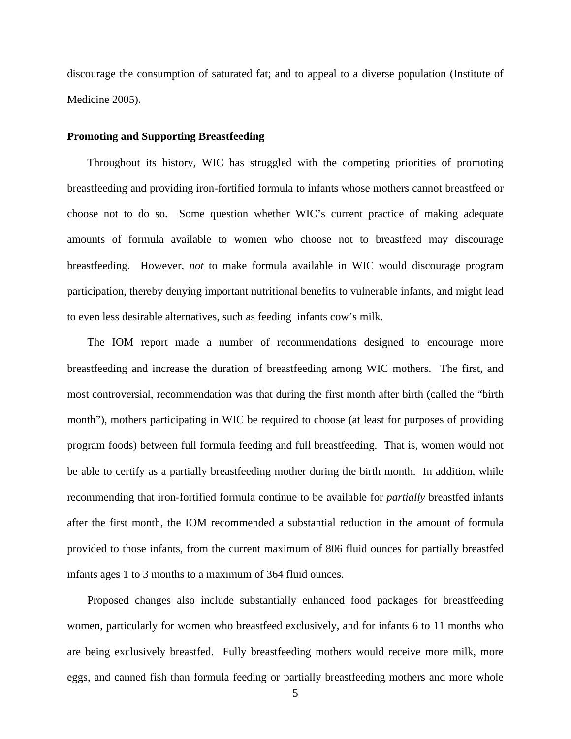discourage the consumption of saturated fat; and to appeal to a diverse population (Institute of Medicine 2005).

**Promoting and Supporting Breastfeeding**

Throughout its history, WIC has struggled with the competing priorities of promoting breastfeeding and providing iron-fortified formula to infants whose mothers cannot breastfeed or choose not to do so. Some question whether WIC's current practice of making adequate amounts of formula available to women who choose not to breastfeed may discourage breastfeeding. However, *not* to make formula available in WIC would discourage program participation, thereby denying important nutritional benefits to vulnerable infants, and might lead to even less desirable alternatives, such as feeding infants cow's milk.

The IOM report made a number of recommendations designed to encourage more breastfeeding and increase the duration of breastfeeding among WIC mothers. The first, and most controversial, recommendation was that during the first month after birth (called the "birth month"), mothers participating in WIC be required to choose (at least for purposes of providing program foods) between full formula feeding and full breastfeeding. That is, women would not be able to certify as a partially breastfeeding mother during the birth month. In addition, while recommending that iron-fortified formula continue to be available for *partially* breastfed infants after the first month, the IOM recommended a substantial reduction in the amount of formula provided to those infants, from the current maximum of 806 fluid ounces for partially breastfed infants ages 1 to 3 months to a maximum of 364 fluid ounces.

Proposed changes also include substantially enhanced food packages for breastfeeding women, particularly for women who breastfeed exclusively, and for infants 6 to 11 months who are being exclusively breastfed. Fully breastfeeding mothers would receive more milk, more eggs, and canned fish than formula feeding or partially breastfeeding mothers and more whole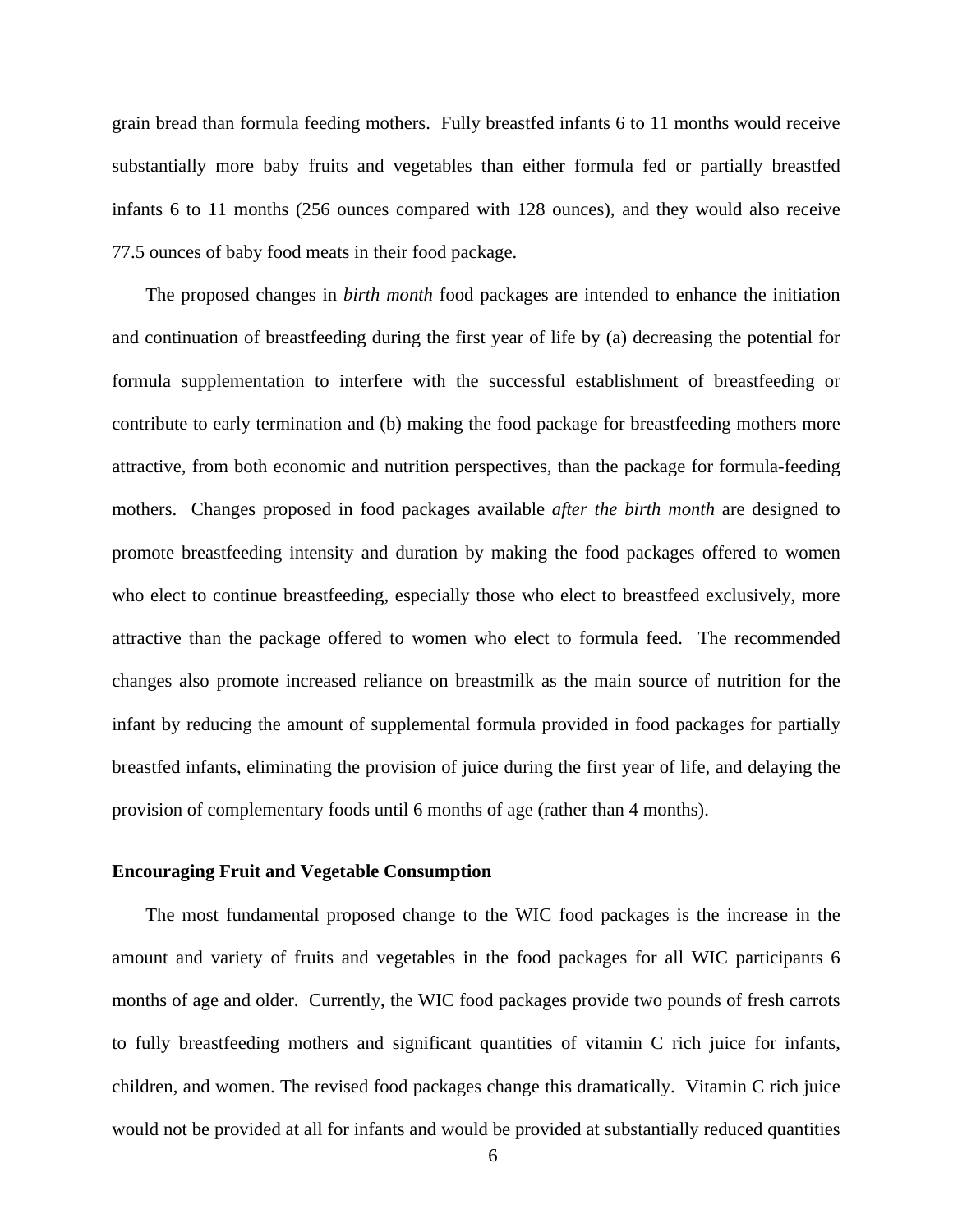grain bread than formula feeding mothers. Fully breastfed infants 6 to 11 months would receive substantially more baby fruits and vegetables than either formula fed or partially breastfed infants 6 to 11 months (256 ounces compared with 128 ounces), and they would also receive 77.5 ounces of baby food meats in their food package.

The proposed changes in *birth month* food packages are intended to enhance the initiation and continuation of breastfeeding during the first year of life by (a) decreasing the potential for formula supplementation to interfere with the successful establishment of breastfeeding or contribute to early termination and (b) making the food package for breastfeeding mothers more attractive, from both economic and nutrition perspectives, than the package for formula-feeding mothers. Changes proposed in food packages available *after the birth month* are designed to promote breastfeeding intensity and duration by making the food packages offered to women who elect to continue breastfeeding, especially those who elect to breastfeed exclusively, more attractive than the package offered to women who elect to formula feed. The recommended changes also promote increased reliance on breastmilk as the main source of nutrition for the infant by reducing the amount of supplemental formula provided in food packages for partially breastfed infants, eliminating the provision of juice during the first year of life, and delaying the provision of complementary foods until 6 months of age (rather than 4 months).

**Encouraging Fruit and Vegetable Consumption**

The most fundamental proposed change to the WIC food packages is the increase in the amount and variety of fruits and vegetables in the food packages for all WIC participants 6 months of age and older. Currently, the WIC food packages provide two pounds of fresh carrots to fully breastfeeding mothers and significant quantities of vitamin C rich juice for infants, children, and women. The revised food packages change this dramatically. Vitamin C rich juice would not be provided at all for infants and would be provided at substantially reduced quantities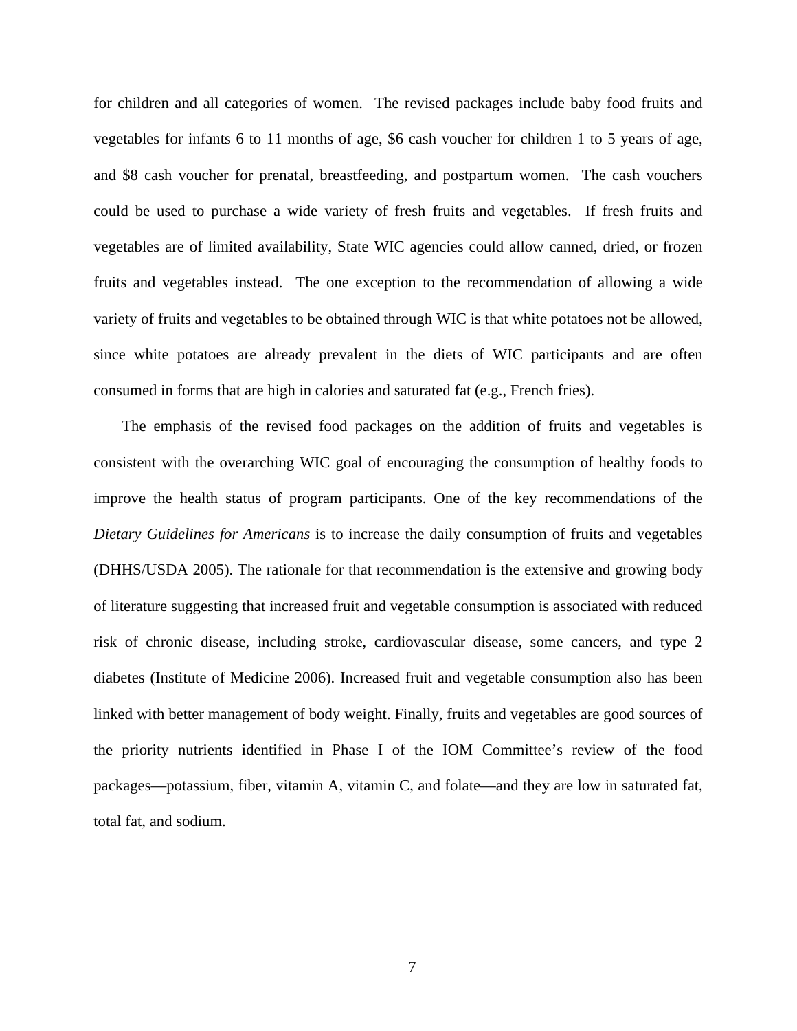for children and all categories of women. The revised packages include baby food fruits and vegetables for infants 6 to 11 months of age, $6 cash voucher for children 1 to 5 years of age, and $8 cash voucher for prenatal, breastfeeding, and postpartum women. The cash vouchers could be used to purchase a wide variety of fresh fruits and vegetables. If fresh fruits and vegetables are of limited availability, State WIC agencies could allow canned, dried, or frozen fruits and vegetables instead. The one exception to the recommendation of allowing a wide variety of fruits and vegetables to be obtained through WIC is that white potatoes not be allowed, since white potatoes are already prevalent in the diets of WIC participants and are often consumed in forms that are high in calories and saturated fat (e.g., French fries).

The emphasis of the revised food packages on the addition of fruits and vegetables is consistent with the overarching WIC goal of encouraging the consumption of healthy foods to improve the health status of program participants. One of the key recommendations of the *Dietary Guidelines for Americans* is to increase the daily consumption of fruits and vegetables (DHHS/USDA 2005). The rationale for that recommendation is the extensive and growing body of literature suggesting that increased fruit and vegetable consumption is associated with reduced risk of chronic disease, including stroke, cardiovascular disease, some cancers, and type 2 diabetes (Institute of Medicine 2006). Increased fruit and vegetable consumption also has been linked with better management of body weight. Finally, fruits and vegetables are good sources of the priority nutrients identified in Phase I of the IOM Committee's review of the food packages—potassium, fiber, vitamin A, vitamin C, and folate—and they are low in saturated fat, total fat, and sodium.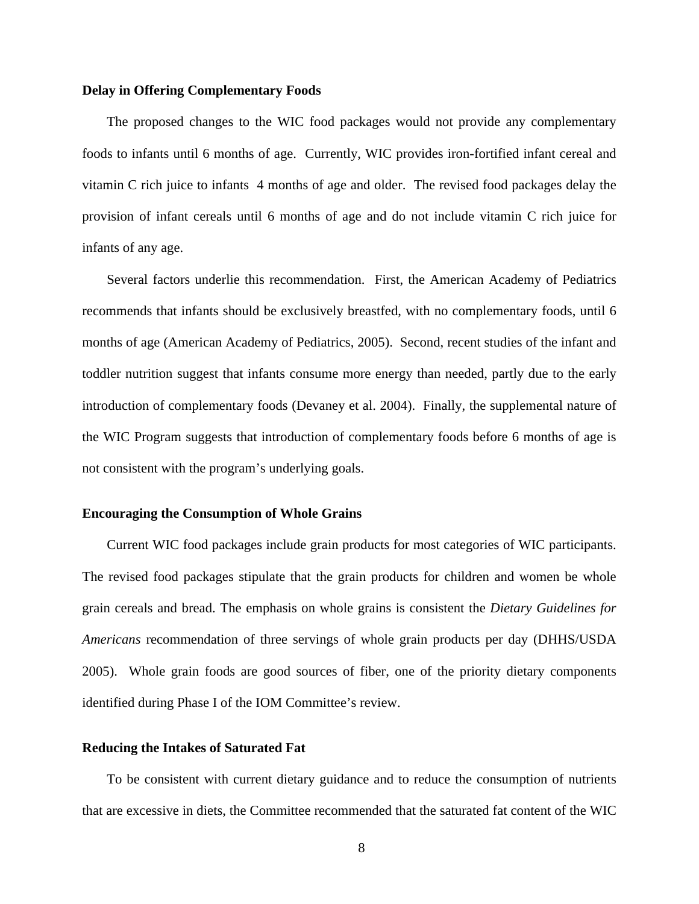**Delay in Offering Complementary Foods**

The proposed changes to the WIC food packages would not provide any complementary foods to infants until 6 months of age. Currently, WIC provides iron-fortified infant cereal and vitamin C rich juice to infants 4 months of age and older. The revised food packages delay the provision of infant cereals until 6 months of age and do not include vitamin C rich juice for infants of any age.

Several factors underlie this recommendation. First, the American Academy of Pediatrics recommends that infants should be exclusively breastfed, with no complementary foods, until 6 months of age (American Academy of Pediatrics, 2005). Second, recent studies of the infant and toddler nutrition suggest that infants consume more energy than needed, partly due to the early introduction of complementary foods (Devaney et al. 2004). Finally, the supplemental nature of the WIC Program suggests that introduction of complementary foods before 6 months of age is not consistent with the program's underlying goals.

**Encouraging the Consumption of Whole Grains**

Current WIC food packages include grain products for most categories of WIC participants. The revised food packages stipulate that the grain products for children and women be whole grain cereals and bread. The emphasis on whole grains is consistent the *Dietary Guidelines for Americans* recommendation of three servings of whole grain products per day (DHHS/USDA 2005). Whole grain foods are good sources of fiber, one of the priority dietary components identified during Phase I of the IOM Committee's review.

**Reducing the Intakes of Saturated Fat**

To be consistent with current dietary guidance and to reduce the consumption of nutrients that are excessive in diets, the Committee recommended that the saturated fat content of the WIC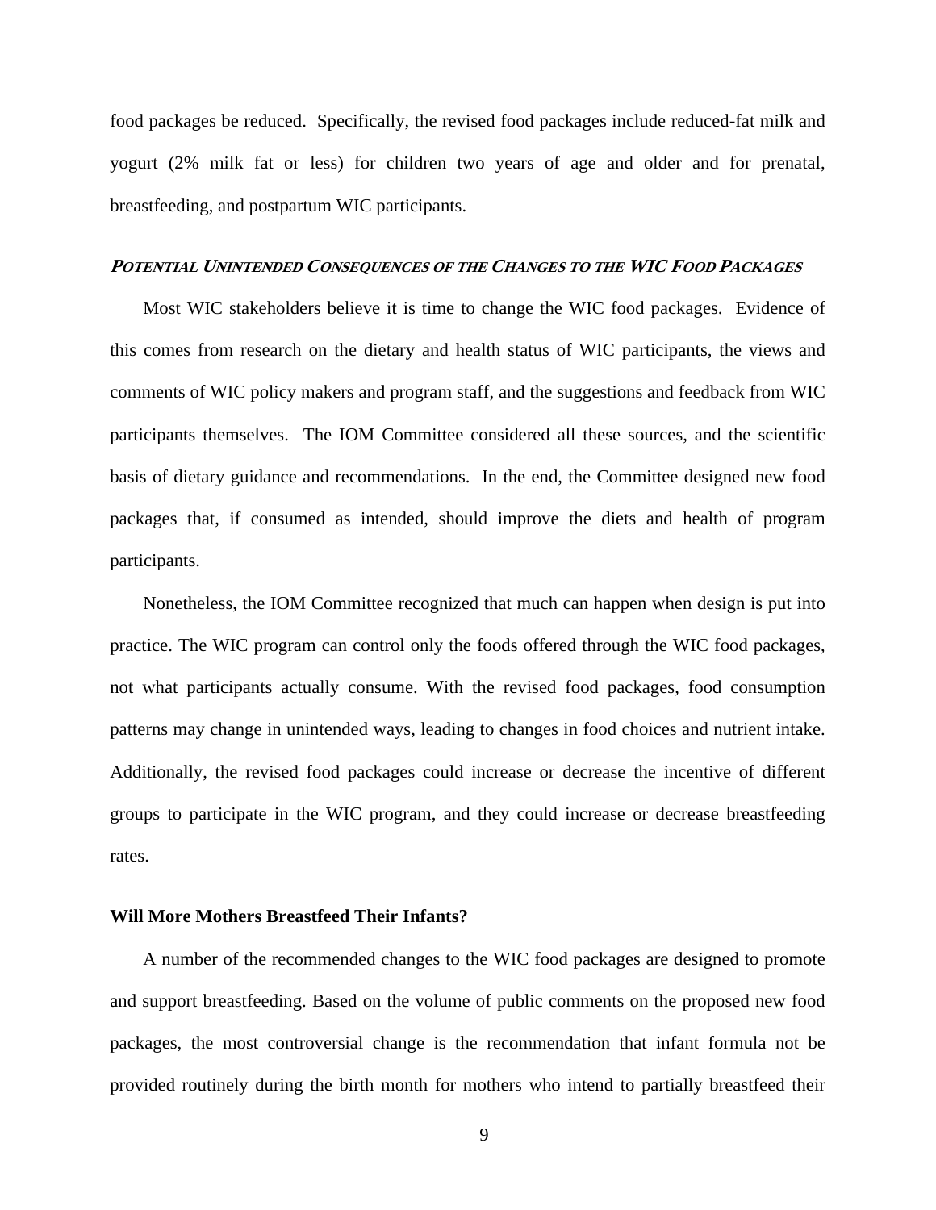food packages be reduced. Specifically, the revised food packages include reduced-fat milk and yogurt (2% milk fat or less) for children two years of age and older and for prenatal, breastfeeding, and postpartum WIC participants.

### *Potential Unintended Consequences of the Changes to the WIC Food Packages*

Most WIC stakeholders believe it is time to change the WIC food packages. Evidence of this comes from research on the dietary and health status of WIC participants, the views and comments of WIC policy makers and program staff, and the suggestions and feedback from WIC participants themselves. The IOM Committee considered all these sources, and the scientific basis of dietary guidance and recommendations. In the end, the Committee designed new food packages that, if consumed as intended, should improve the diets and health of program participants.

Nonetheless, the IOM Committee recognized that much can happen when design is put into practice. The WIC program can control only the foods offered through the WIC food packages, not what participants actually consume. With the revised food packages, food consumption patterns may change in unintended ways, leading to changes in food choices and nutrient intake. Additionally, the revised food packages could increase or decrease the incentive of different groups to participate in the WIC program, and they could increase or decrease breastfeeding rates.

#### Will More Mothers Breastfeed Their Infants?

A number of the recommended changes to the WIC food packages are designed to promote and support breastfeeding. Based on the volume of public comments on the proposed new food packages, the most controversial change is the recommendation that infant formula not be provided routinely during the birth month for mothers who intend to partially breastfeed their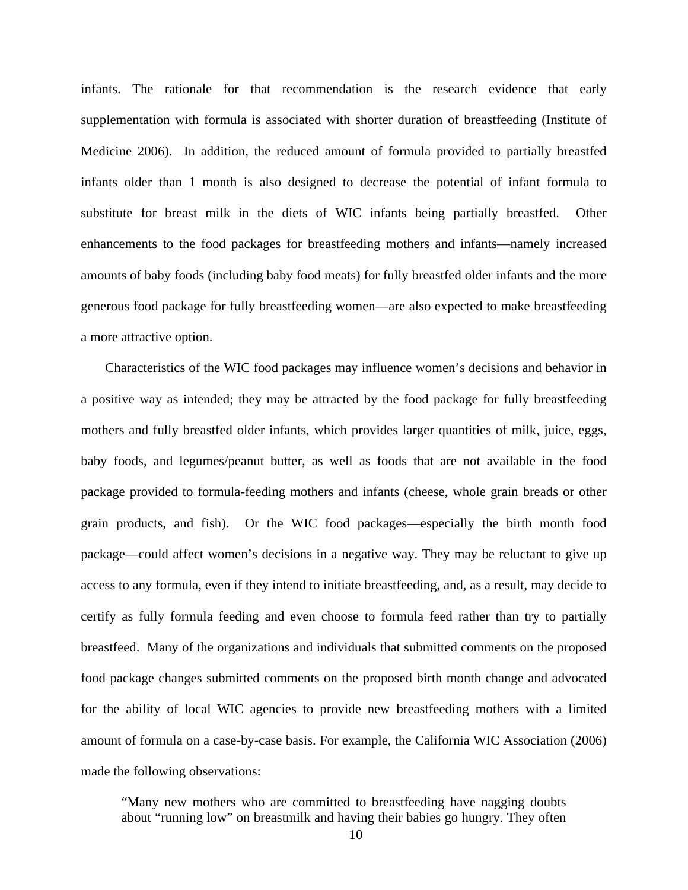infants. The rationale for that recommendation is the research evidence that early supplementation with formula is associated with shorter duration of breastfeeding (Institute of Medicine 2006). In addition, the reduced amount of formula provided to partially breastfed infants older than 1 month is also designed to decrease the potential of infant formula to substitute for breast milk in the diets of WIC infants being partially breastfed. Other enhancements to the food packages for breastfeeding mothers and infants—namely increased amounts of baby foods (including baby food meats) for fully breastfed older infants and the more generous food package for fully breastfeeding women—are also expected to make breastfeeding a more attractive option.

Characteristics of the WIC food packages may influence women's decisions and behavior in a positive way as intended; they may be attracted by the food package for fully breastfeeding mothers and fully breastfed older infants, which provides larger quantities of milk, juice, eggs, baby foods, and legumes/peanut butter, as well as foods that are not available in the food package provided to formula-feeding mothers and infants (cheese, whole grain breads or other grain products, and fish). Or the WIC food packages—especially the birth month food package—could affect women's decisions in a negative way. They may be reluctant to give up access to any formula, even if they intend to initiate breastfeeding, and, as a result, may decide to certify as fully formula feeding and even choose to formula feed rather than try to partially breastfeed. Many of the organizations and individuals that submitted comments on the proposed food package changes submitted comments on the proposed birth month change and advocated for the ability of local WIC agencies to provide new breastfeeding mothers with a limited amount of formula on a case-by-case basis. For example, the California WIC Association (2006) made the following observations:

> "Many new mothers who are committed to breastfeeding have nagging doubts about "running low" on breastmilk and having their babies go hungry. They often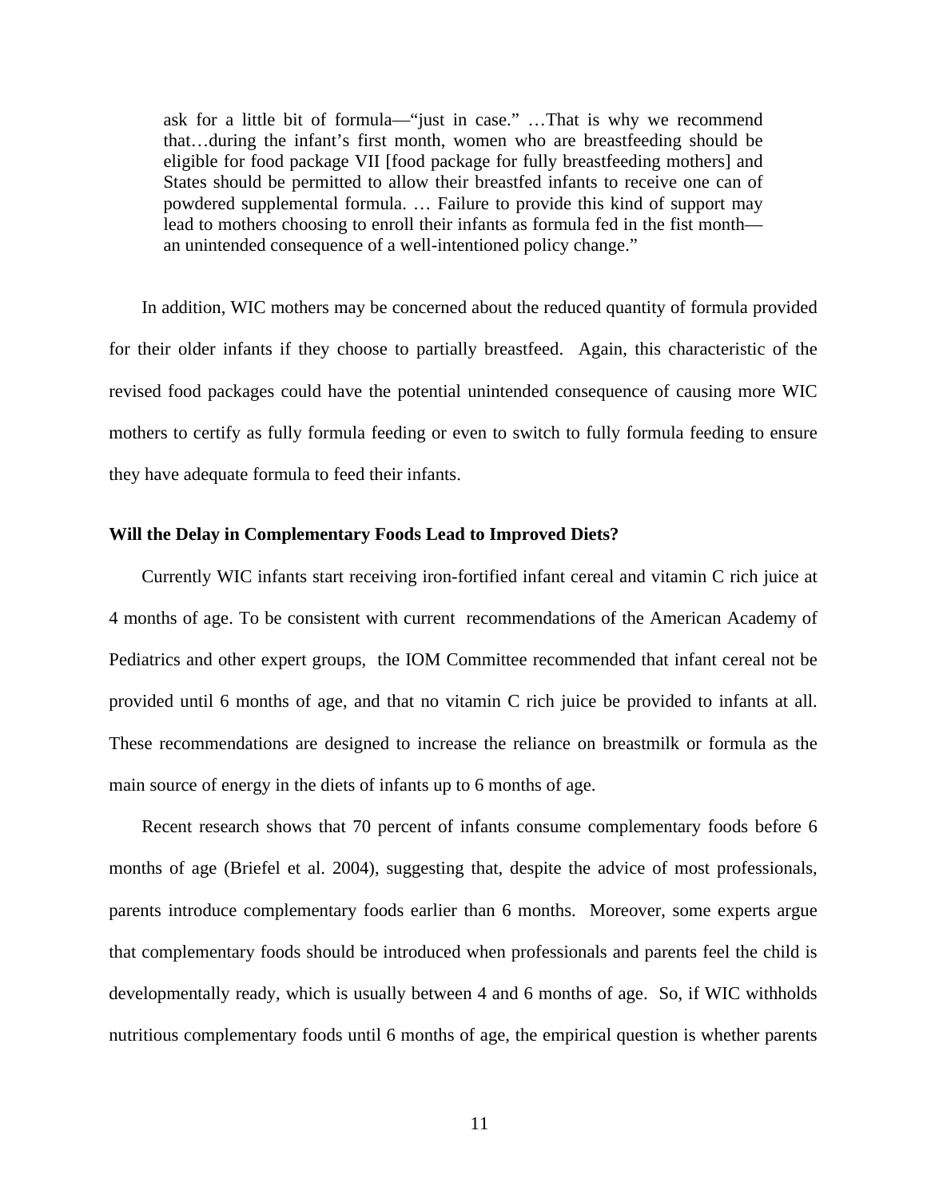> ask for a little bit of formula—"just in case." …That is why we recommend that…during the infant's first month, women who are breastfeeding should be eligible for food package VII [food package for fully breastfeeding mothers] and States should be permitted to allow their breastfed infants to receive one can of powdered supplemental formula. … Failure to provide this kind of support may lead to mothers choosing to enroll their infants as formula fed in the fist month—an unintended consequence of a well-intentioned policy change."

In addition, WIC mothers may be concerned about the reduced quantity of formula provided for their older infants if they choose to partially breastfeed. Again, this characteristic of the revised food packages could have the potential unintended consequence of causing more WIC mothers to certify as fully formula feeding or even to switch to fully formula feeding to ensure they have adequate formula to feed their infants.

**Will the Delay in Complementary Foods Lead to Improved Diets?**

Currently WIC infants start receiving iron-fortified infant cereal and vitamin C rich juice at 4 months of age. To be consistent with current recommendations of the American Academy of Pediatrics and other expert groups, the IOM Committee recommended that infant cereal not be provided until 6 months of age, and that no vitamin C rich juice be provided to infants at all. These recommendations are designed to increase the reliance on breastmilk or formula as the main source of energy in the diets of infants up to 6 months of age.

Recent research shows that 70 percent of infants consume complementary foods before 6 months of age (Briefel et al. 2004), suggesting that, despite the advice of most professionals, parents introduce complementary foods earlier than 6 months. Moreover, some experts argue that complementary foods should be introduced when professionals and parents feel the child is developmentally ready, which is usually between 4 and 6 months of age. So, if WIC withholds nutritious complementary foods until 6 months of age, the empirical question is whether parents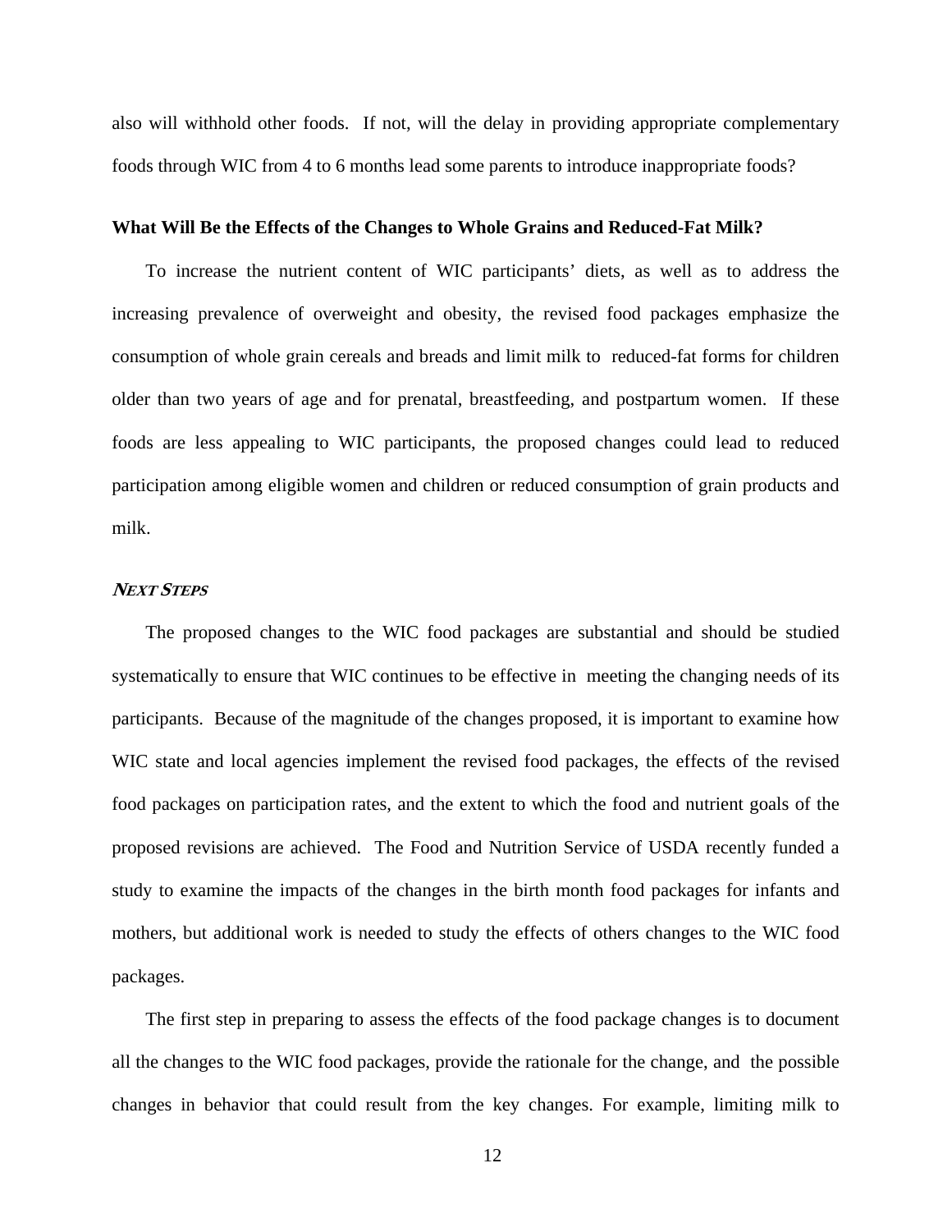also will withhold other foods.  If not, will the delay in providing appropriate complementary foods through WIC from 4 to 6 months lead some parents to introduce inappropriate foods?

**What Will Be the Effects of the Changes to Whole Grains and Reduced-Fat Milk?**

To increase the nutrient content of WIC participants' diets, as well as to address the increasing prevalence of overweight and obesity, the revised food packages emphasize the consumption of whole grain cereals and breads and limit milk to reduced-fat forms for children older than two years of age and for prenatal, breastfeeding, and postpartum women.  If these foods are less appealing to WIC participants, the proposed changes could lead to reduced participation among eligible women and children or reduced consumption of grain products and milk.

## ***Next Steps***

The proposed changes to the WIC food packages are substantial and should be studied systematically to ensure that WIC continues to be effective in meeting the changing needs of its participants.  Because of the magnitude of the changes proposed, it is important to examine how WIC state and local agencies implement the revised food packages, the effects of the revised food packages on participation rates, and the extent to which the food and nutrient goals of the proposed revisions are achieved.  The Food and Nutrition Service of USDA recently funded a study to examine the impacts of the changes in the birth month food packages for infants and mothers, but additional work is needed to study the effects of others changes to the WIC food packages.

The first step in preparing to assess the effects of the food package changes is to document all the changes to the WIC food packages, provide the rationale for the change, and the possible changes in behavior that could result from the key changes. For example, limiting milk to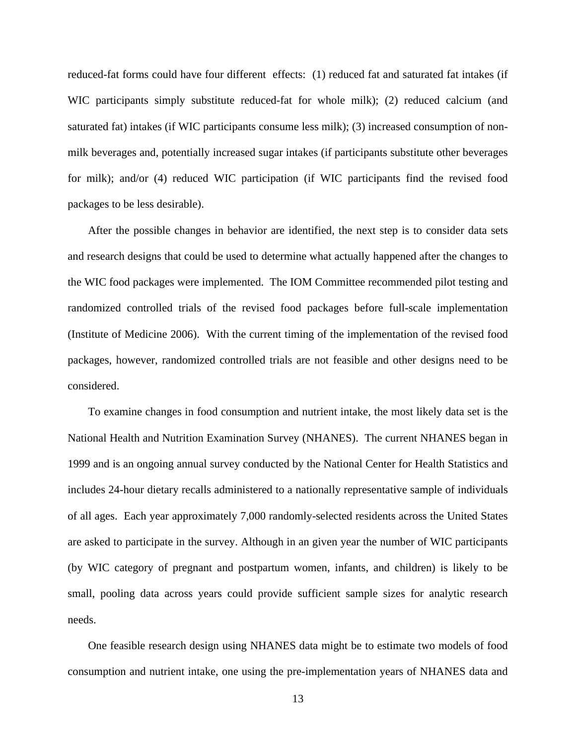reduced-fat forms could have four different effects: (1) reduced fat and saturated fat intakes (if WIC participants simply substitute reduced-fat for whole milk); (2) reduced calcium (and saturated fat) intakes (if WIC participants consume less milk); (3) increased consumption of non-milk beverages and, potentially increased sugar intakes (if participants substitute other beverages for milk); and/or (4) reduced WIC participation (if WIC participants find the revised food packages to be less desirable).

After the possible changes in behavior are identified, the next step is to consider data sets and research designs that could be used to determine what actually happened after the changes to the WIC food packages were implemented. The IOM Committee recommended pilot testing and randomized controlled trials of the revised food packages before full-scale implementation (Institute of Medicine 2006). With the current timing of the implementation of the revised food packages, however, randomized controlled trials are not feasible and other designs need to be considered.

To examine changes in food consumption and nutrient intake, the most likely data set is the National Health and Nutrition Examination Survey (NHANES). The current NHANES began in 1999 and is an ongoing annual survey conducted by the National Center for Health Statistics and includes 24-hour dietary recalls administered to a nationally representative sample of individuals of all ages. Each year approximately 7,000 randomly-selected residents across the United States are asked to participate in the survey. Although in an given year the number of WIC participants (by WIC category of pregnant and postpartum women, infants, and children) is likely to be small, pooling data across years could provide sufficient sample sizes for analytic research needs.

One feasible research design using NHANES data might be to estimate two models of food consumption and nutrient intake, one using the pre-implementation years of NHANES data and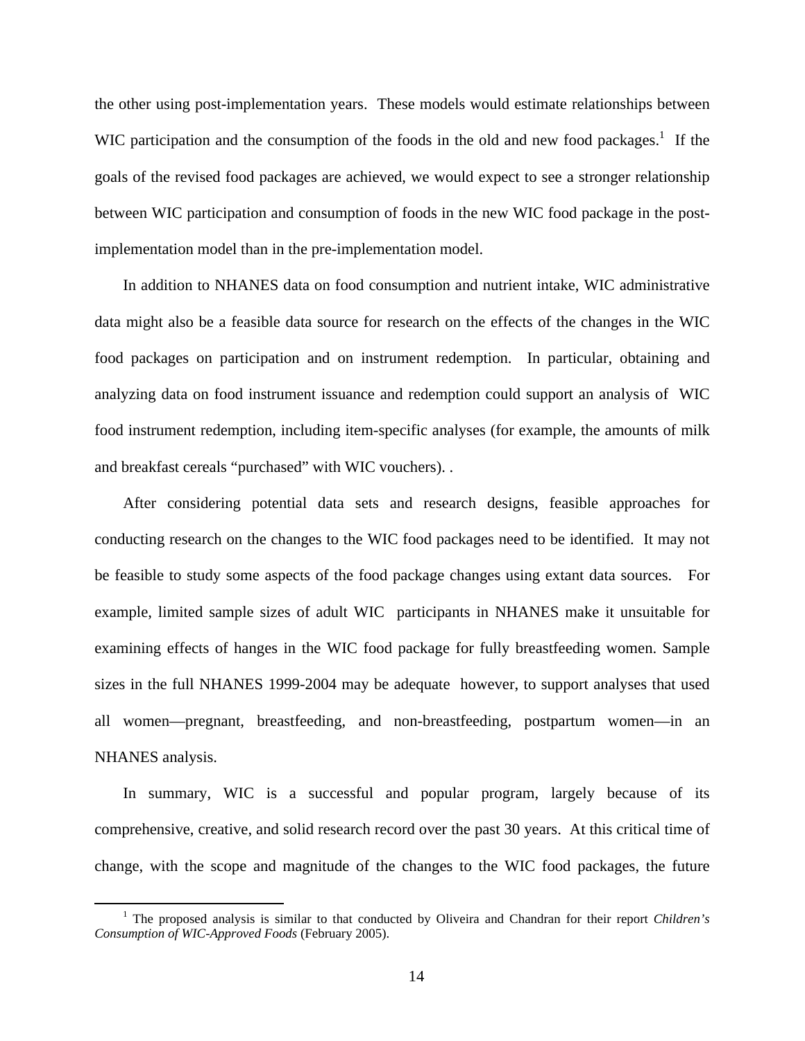the other using post-implementation years. These models would estimate relationships between WIC participation and the consumption of the foods in the old and new food packages.[1] If the goals of the revised food packages are achieved, we would expect to see a stronger relationship between WIC participation and consumption of foods in the new WIC food package in the post-implementation model than in the pre-implementation model.

In addition to NHANES data on food consumption and nutrient intake, WIC administrative data might also be a feasible data source for research on the effects of the changes in the WIC food packages on participation and on instrument redemption. In particular, obtaining and analyzing data on food instrument issuance and redemption could support an analysis of WIC food instrument redemption, including item-specific analyses (for example, the amounts of milk and breakfast cereals "purchased" with WIC vouchers). .

After considering potential data sets and research designs, feasible approaches for conducting research on the changes to the WIC food packages need to be identified. It may not be feasible to study some aspects of the food package changes using extant data sources. For example, limited sample sizes of adult WIC participants in NHANES make it unsuitable for examining effects of hanges in the WIC food package for fully breastfeeding women. Sample sizes in the full NHANES 1999-2004 may be adequate however, to support analyses that used all women—pregnant, breastfeeding, and non-breastfeeding, postpartum women—in an NHANES analysis.

In summary, WIC is a successful and popular program, largely because of its comprehensive, creative, and solid research record over the past 30 years. At this critical time of change, with the scope and magnitude of the changes to the WIC food packages, the future

---

[1] The proposed analysis is similar to that conducted by Oliveira and Chandran for their report *Children's Consumption of WIC-Approved Foods* (February 2005).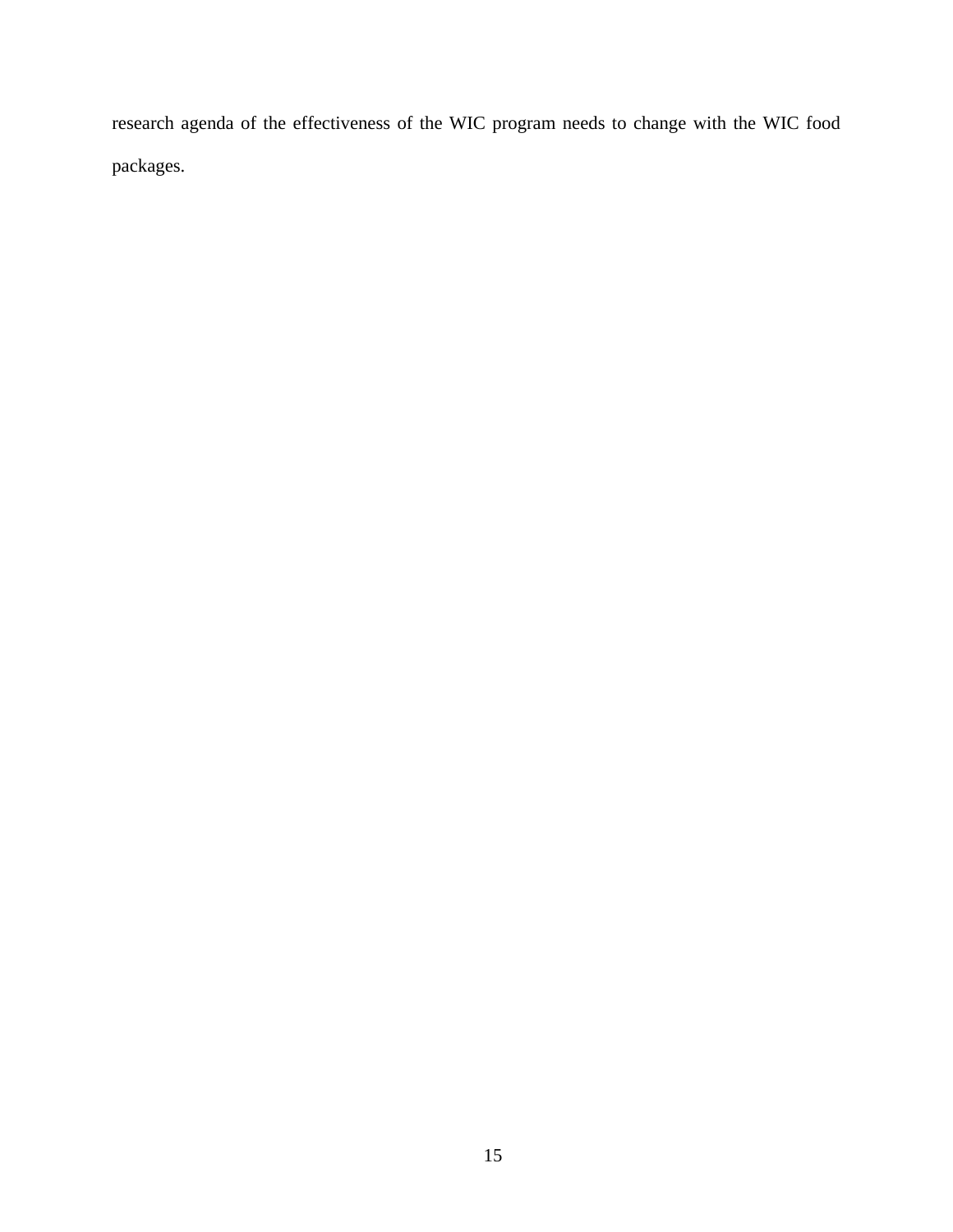research agenda of the effectiveness of the WIC program needs to change with the WIC food packages.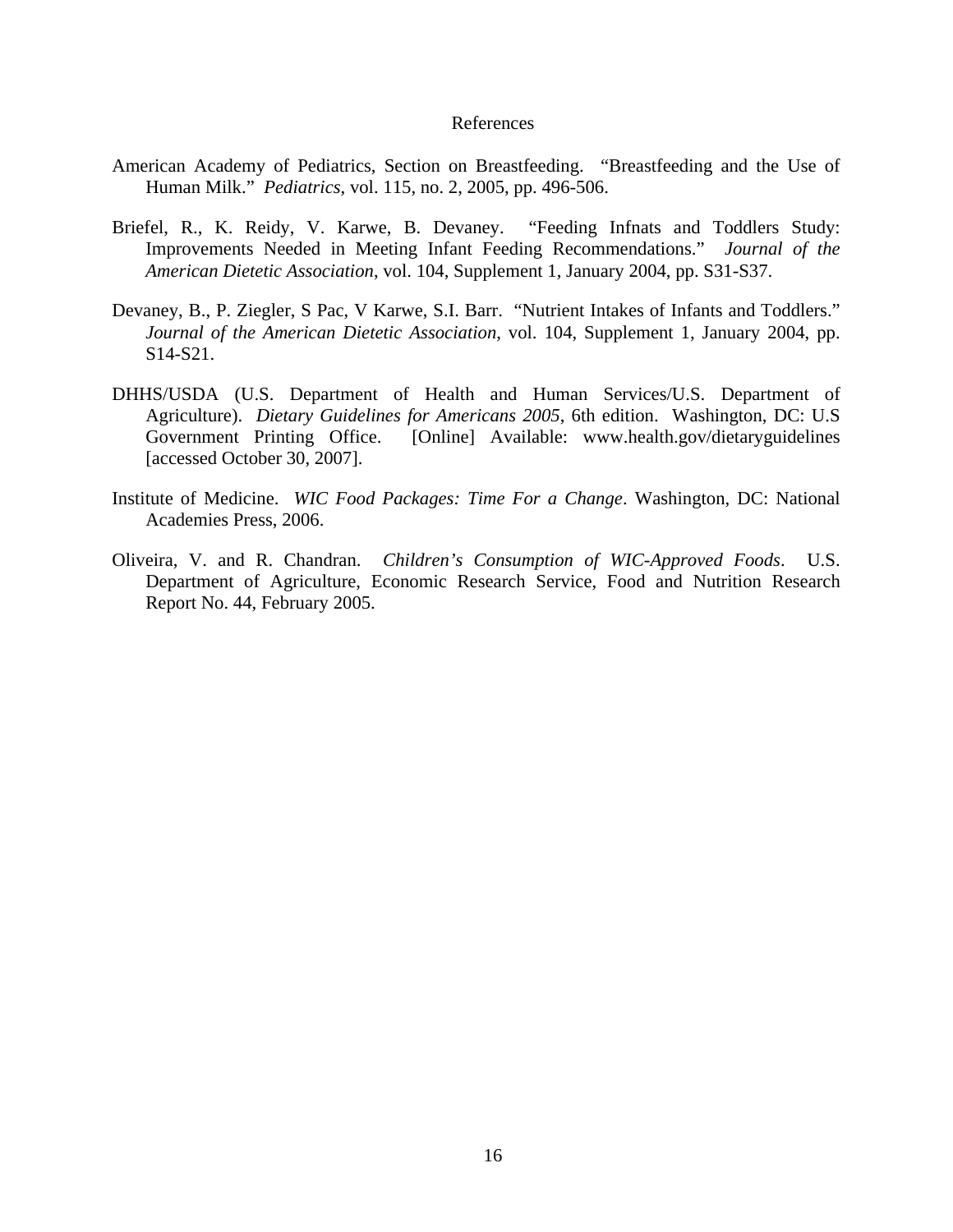# References

American Academy of Pediatrics, Section on Breastfeeding. "Breastfeeding and the Use of Human Milk." *Pediatrics*, vol. 115, no. 2, 2005, pp. 496-506.

Briefel, R., K. Reidy, V. Karwe, B. Devaney. "Feeding Infnats and Toddlers Study: Improvements Needed in Meeting Infant Feeding Recommendations." *Journal of the American Dietetic Association*, vol. 104, Supplement 1, January 2004, pp. S31-S37.

Devaney, B., P. Ziegler, S Pac, V Karwe, S.I. Barr. "Nutrient Intakes of Infants and Toddlers." *Journal of the American Dietetic Association*, vol. 104, Supplement 1, January 2004, pp. S14-S21.

DHHS/USDA (U.S. Department of Health and Human Services/U.S. Department of Agriculture). *Dietary Guidelines for Americans 2005*, 6th edition. Washington, DC: U.S Government Printing Office. [Online] Available: www.health.gov/dietaryguidelines [accessed October 30, 2007].

Institute of Medicine. *WIC Food Packages: Time For a Change*. Washington, DC: National Academies Press, 2006.

Oliveira, V. and R. Chandran. *Children's Consumption of WIC-Approved Foods*. U.S. Department of Agriculture, Economic Research Service, Food and Nutrition Research Report No. 44, February 2005.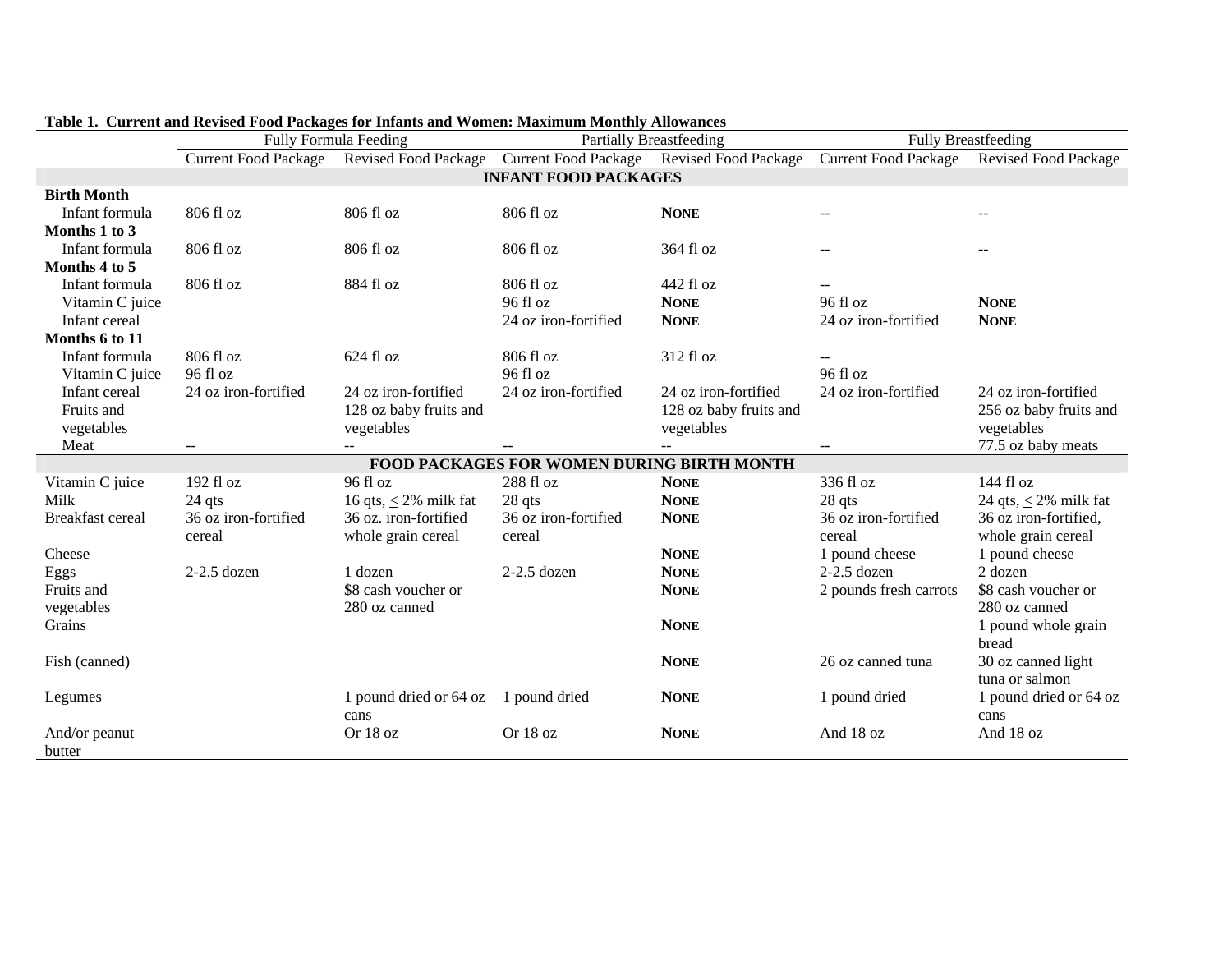**Table 1. Current and Revised Food Packages for Infants and Women: Maximum Monthly Allowances**

| | Fully Formula Feeding | | Partially Breastfeeding | | Fully Breastfeeding | |
|---|---|---|---|---|---|---|
| | Current Food Package | Revised Food Package | Current Food Package | Revised Food Package | Current Food Package | Revised Food Package |
| **INFANT FOOD PACKAGES** | | | | | | |
| **Birth Month** | | | | | | |
| Infant formula | 806 fl oz | 806 fl oz | 806 fl oz | **NONE** | -- | -- |
| **Months 1 to 3** | | | | | | |
| Infant formula | 806 fl oz | 806 fl oz | 806 fl oz | 364 fl oz | -- | -- |
| **Months 4 to 5** | | | | | | |
| Infant formula | 806 fl oz | 884 fl oz | 806 fl oz | 442 fl oz | -- | |
| Vitamin C juice | | | 96 fl oz | **NONE** | 96 fl oz | **NONE** |
| Infant cereal | | | 24 oz iron-fortified | **NONE** | 24 oz iron-fortified | **NONE** |
| **Months 6 to 11** | | | | | | |
| Infant formula | 806 fl oz | 624 fl oz | 806 fl oz | 312 fl oz | -- | |
| Vitamin C juice | 96 fl oz | | 96 fl oz | | 96 fl oz | |
| Infant cereal | 24 oz iron-fortified | 24 oz iron-fortified | 24 oz iron-fortified | 24 oz iron-fortified | 24 oz iron-fortified | 24 oz iron-fortified |
| Fruits and vegetables | | 128 oz baby fruits and vegetables | | 128 oz baby fruits and vegetables | | 256 oz baby fruits and vegetables |
| Meat | -- | -- | -- | -- | -- | 77.5 oz baby meats |
| **FOOD PACKAGES FOR WOMEN DURING BIRTH MONTH** | | | | | | |
| Vitamin C juice | 192 fl oz | 96 fl oz | 288 fl oz | **NONE** | 336 fl oz | 144 fl oz |
| Milk | 24 qts | 16 qts, ≤ 2% milk fat | 28 qts | **NONE** | 28 qts | 24 qts, ≤ 2% milk fat |
| Breakfast cereal | 36 oz iron-fortified cereal | 36 oz. iron-fortified whole grain cereal | 36 oz iron-fortified cereal | **NONE** | 36 oz iron-fortified cereal | 36 oz iron-fortified, whole grain cereal |
| Cheese | | | | **NONE** | 1 pound cheese | 1 pound cheese |
| Eggs | 2-2.5 dozen | 1 dozen | 2-2.5 dozen | **NONE** | 2-2.5 dozen | 2 dozen |
| Fruits and vegetables | | $8 cash voucher or 280 oz canned | | **NONE** | 2 pounds fresh carrots | $8 cash voucher or 280 oz canned |
| Grains | | | | **NONE** | | 1 pound whole grain bread |
| Fish (canned) | | | | **NONE** | 26 oz canned tuna | 30 oz canned light tuna or salmon |
| Legumes | | 1 pound dried or 64 oz cans | 1 pound dried | **NONE** | 1 pound dried | 1 pound dried or 64 oz cans |
| And/or peanut butter | | Or 18 oz | Or 18 oz | **NONE** | And 18 oz | And 18 oz |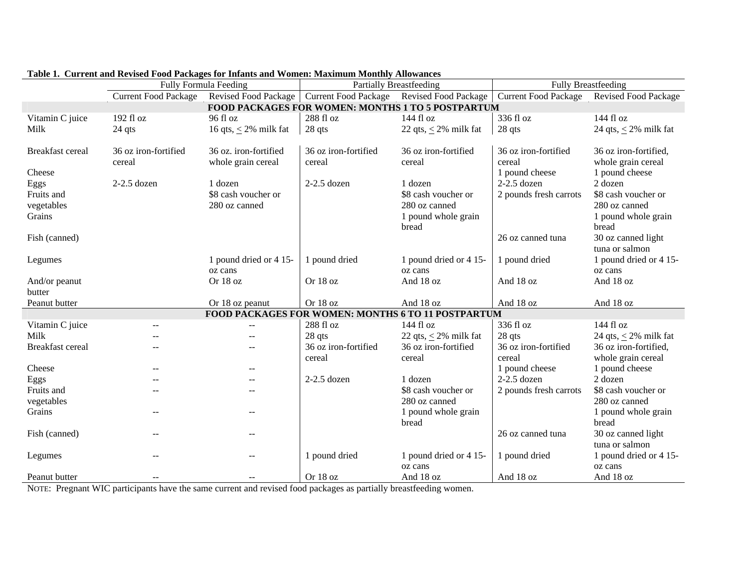**Table 1. Current and Revised Food Packages for Infants and Women: Maximum Monthly Allowances**

| | Fully Formula Feeding | | Partially Breastfeeding | | Fully Breastfeeding | |
|---|---|---|---|---|---|---|
| | Current Food Package | Revised Food Package | Current Food Package | Revised Food Package | Current Food Package | Revised Food Package |
| **FOOD PACKAGES FOR WOMEN: MONTHS 1 TO 5 POSTPARTUM** | | | | | | |
| Vitamin C juice | 192 fl oz | 96 fl oz | 288 fl oz | 144 fl oz | 336 fl oz | 144 fl oz |
| Milk | 24 qts | 16 qts, ≤ 2% milk fat | 28 qts | 22 qts, ≤ 2% milk fat | 28 qts | 24 qts, ≤ 2% milk fat |
| Breakfast cereal | 36 oz iron-fortified cereal | 36 oz. iron-fortified whole grain cereal | 36 oz iron-fortified cereal | 36 oz iron-fortified cereal | 36 oz iron-fortified cereal | 36 oz iron-fortified, whole grain cereal |
| Cheese | | | | | 1 pound cheese | 1 pound cheese |
| Eggs | 2-2.5 dozen | 1 dozen | 2-2.5 dozen | 1 dozen | 2-2.5 dozen | 2 dozen |
| Fruits and vegetables | | $8 cash voucher or 280 oz canned | | $8 cash voucher or 280 oz canned | 2 pounds fresh carrots | $8 cash voucher or 280 oz canned |
| Grains | | | | 1 pound whole grain bread | | 1 pound whole grain bread |
| Fish (canned) | | | | | 26 oz canned tuna | 30 oz canned light tuna or salmon |
| Legumes | | 1 pound dried or 4 15-oz cans | 1 pound dried | 1 pound dried or 4 15-oz cans | 1 pound dried | 1 pound dried or 4 15-oz cans |
| And/or peanut butter | | Or 18 oz | Or 18 oz | And 18 oz | And 18 oz | And 18 oz |
| Peanut butter | | Or 18 oz peanut | Or 18 oz | And 18 oz | And 18 oz | And 18 oz |
| **FOOD PACKAGES FOR WOMEN: MONTHS 6 TO 11 POSTPARTUM** | | | | | | |
| Vitamin C juice | -- | -- | 288 fl oz | 144 fl oz | 336 fl oz | 144 fl oz |
| Milk | -- | -- | 28 qts | 22 qts, ≤ 2% milk fat | 28 qts | 24 qts, ≤ 2% milk fat |
| Breakfast cereal | -- | -- | 36 oz iron-fortified cereal | 36 oz iron-fortified cereal | 36 oz iron-fortified cereal | 36 oz iron-fortified, whole grain cereal |
| Cheese | -- | -- | | | 1 pound cheese | 1 pound cheese |
| Eggs | -- | -- | 2-2.5 dozen | 1 dozen | 2-2.5 dozen | 2 dozen |
| Fruits and vegetables | -- | -- | | $8 cash voucher or 280 oz canned | 2 pounds fresh carrots | $8 cash voucher or 280 oz canned |
| Grains | -- | -- | | 1 pound whole grain bread | | 1 pound whole grain bread |
| Fish (canned) | -- | -- | | | 26 oz canned tuna | 30 oz canned light tuna or salmon |
| Legumes | -- | -- | 1 pound dried | 1 pound dried or 4 15-oz cans | 1 pound dried | 1 pound dried or 4 15-oz cans |
| Peanut butter | -- | -- | Or 18 oz | And 18 oz | And 18 oz | And 18 oz |

NOTE: Pregnant WIC participants have the same current and revised food packages as partially breastfeeding women.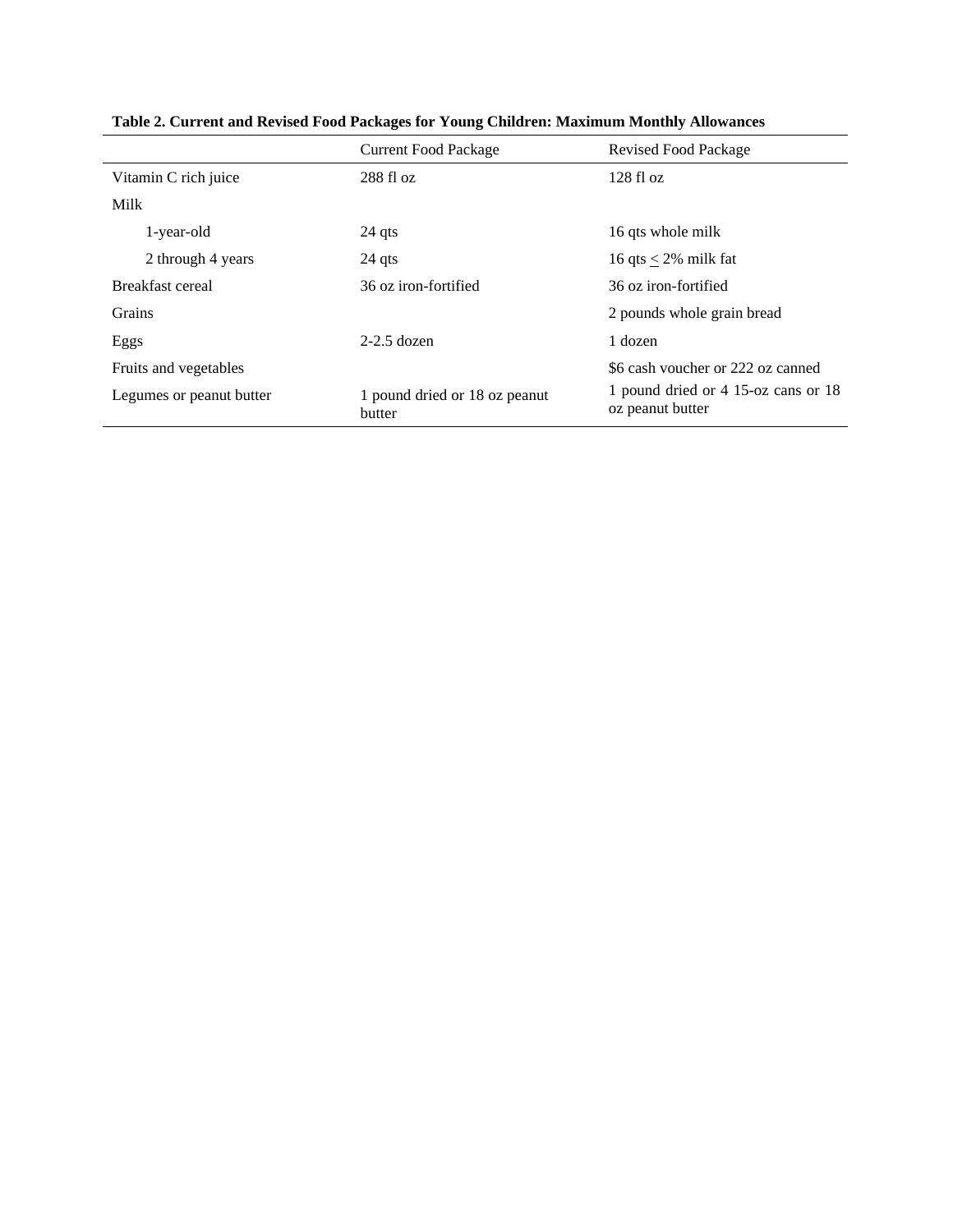**Table 2. Current and Revised Food Packages for Young Children: Maximum Monthly Allowances**

| | Current Food Package | Revised Food Package |
|---|---|---|
| Vitamin C rich juice | 288 fl oz | 128 fl oz |
| Milk | | |
| 1-year-old | 24 qts | 16 qts whole milk |
| 2 through 4 years | 24 qts | 16 qts ≤ 2% milk fat |
| Breakfast cereal | 36 oz iron-fortified | 36 oz iron-fortified |
| Grains | | 2 pounds whole grain bread |
| Eggs | 2-2.5 dozen | 1 dozen |
| Fruits and vegetables | | $6 cash voucher or 222 oz canned |
| Legumes or peanut butter | 1 pound dried or 18 oz peanut butter | 1 pound dried or 4 15-oz cans or 18 oz peanut butter |